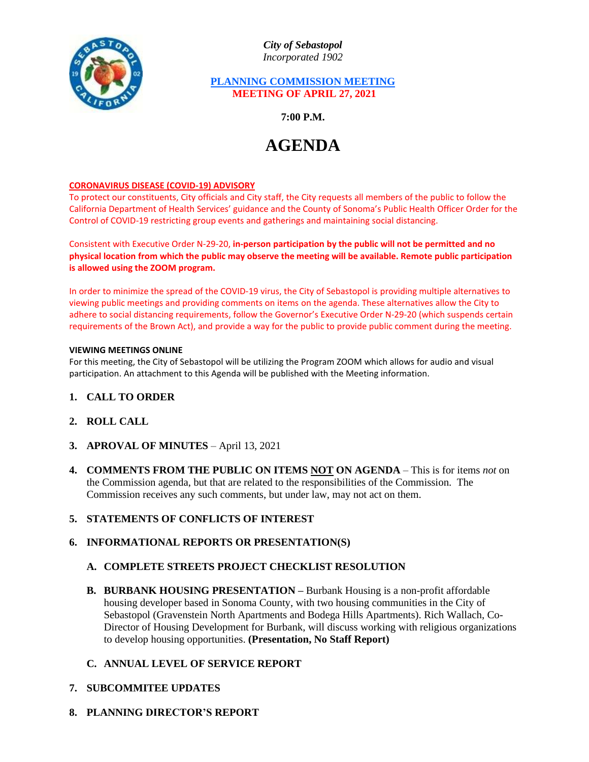*City of Sebastopol*
*Incorporated 1902*

**PLANNING COMMISSION MEETING**
**MEETING OF APRIL 27, 2021**

**7:00 P.M.**

# AGENDA

**CORONAVIRUS DISEASE (COVID-19) ADVISORY**

To protect our constituents, City officials and City staff, the City requests all members of the public to follow the California Department of Health Services' guidance and the County of Sonoma's Public Health Officer Order for the Control of COVID-19 restricting group events and gatherings and maintaining social distancing.

Consistent with Executive Order N-29-20, **in-person participation by the public will not be permitted and no physical location from which the public may observe the meeting will be available. Remote public participation is allowed using the ZOOM program.**

In order to minimize the spread of the COVID-19 virus, the City of Sebastopol is providing multiple alternatives to viewing public meetings and providing comments on items on the agenda. These alternatives allow the City to adhere to social distancing requirements, follow the Governor's Executive Order N-29-20 (which suspends certain requirements of the Brown Act), and provide a way for the public to provide public comment during the meeting.

**VIEWING MEETINGS ONLINE**

For this meeting, the City of Sebastopol will be utilizing the Program ZOOM which allows for audio and visual participation. An attachment to this Agenda will be published with the Meeting information.

1. **CALL TO ORDER**

2. **ROLL CALL**

3. **APROVAL OF MINUTES** – April 13, 2021

4. **COMMENTS FROM THE PUBLIC ON ITEMS NOT ON AGENDA** – This is for items *not* on the Commission agenda, but that are related to the responsibilities of the Commission. The Commission receives any such comments, but under law, may not act on them.

5. **STATEMENTS OF CONFLICTS OF INTEREST**

6. **INFORMATIONAL REPORTS OR PRESENTATION(S)**

   A. **COMPLETE STREETS PROJECT CHECKLIST RESOLUTION**

   B. **BURBANK HOUSING PRESENTATION –** Burbank Housing is a non-profit affordable housing developer based in Sonoma County, with two housing communities in the City of Sebastopol (Gravenstein North Apartments and Bodega Hills Apartments). Rich Wallach, Co-Director of Housing Development for Burbank, will discuss working with religious organizations to develop housing opportunities. **(Presentation, No Staff Report)**

   C. **ANNUAL LEVEL OF SERVICE REPORT**

7. **SUBCOMMITEE UPDATES**

8. **PLANNING DIRECTOR'S REPORT**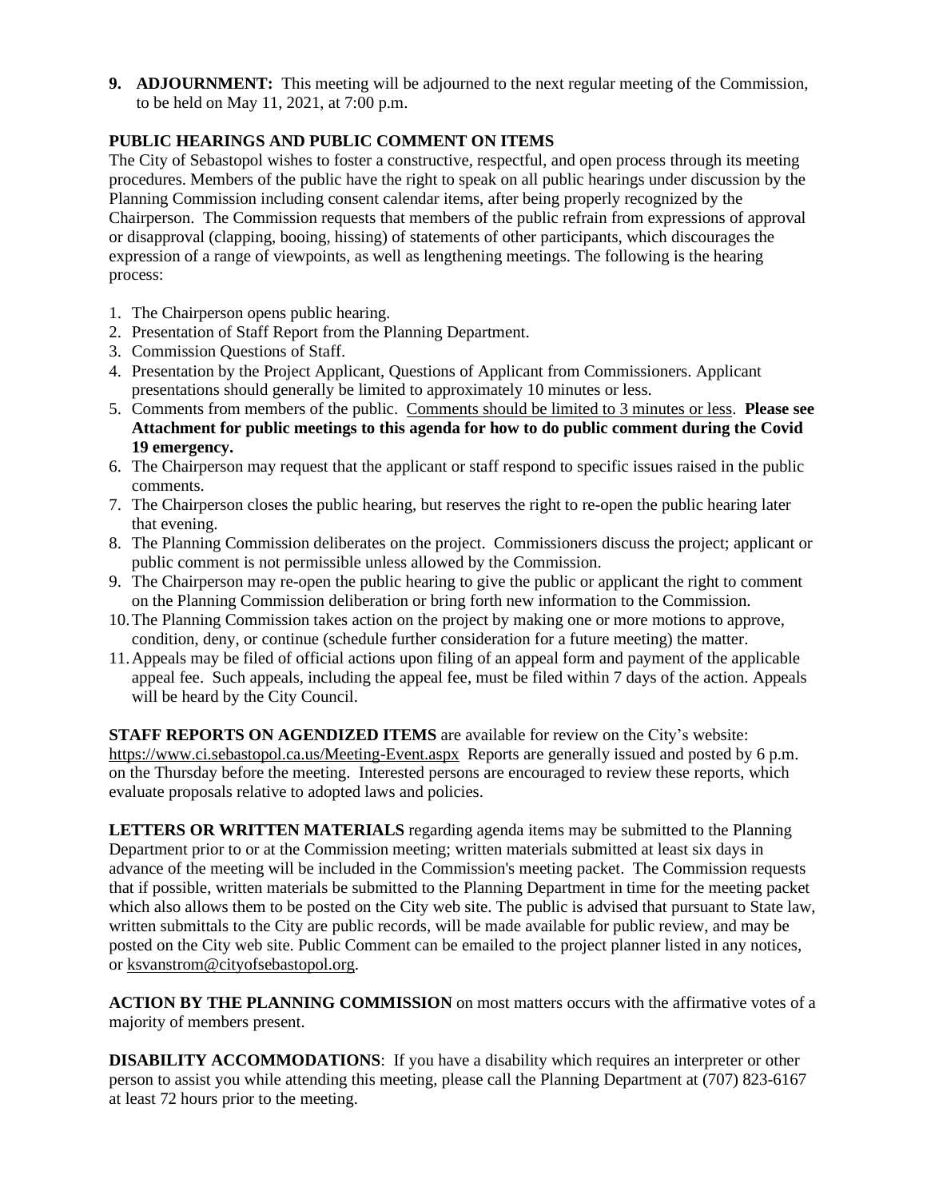**9. ADJOURNMENT:** This meeting will be adjourned to the next regular meeting of the Commission, to be held on May 11, 2021, at 7:00 p.m.

**PUBLIC HEARINGS AND PUBLIC COMMENT ON ITEMS**

The City of Sebastopol wishes to foster a constructive, respectful, and open process through its meeting procedures. Members of the public have the right to speak on all public hearings under discussion by the Planning Commission including consent calendar items, after being properly recognized by the Chairperson. The Commission requests that members of the public refrain from expressions of approval or disapproval (clapping, booing, hissing) of statements of other participants, which discourages the expression of a range of viewpoints, as well as lengthening meetings. The following is the hearing process:

1. The Chairperson opens public hearing.
2. Presentation of Staff Report from the Planning Department.
3. Commission Questions of Staff.
4. Presentation by the Project Applicant, Questions of Applicant from Commissioners. Applicant presentations should generally be limited to approximately 10 minutes or less.
5. Comments from members of the public. Comments should be limited to 3 minutes or less. **Please see Attachment for public meetings to this agenda for how to do public comment during the Covid 19 emergency.**
6. The Chairperson may request that the applicant or staff respond to specific issues raised in the public comments.
7. The Chairperson closes the public hearing, but reserves the right to re-open the public hearing later that evening.
8. The Planning Commission deliberates on the project. Commissioners discuss the project; applicant or public comment is not permissible unless allowed by the Commission.
9. The Chairperson may re-open the public hearing to give the public or applicant the right to comment on the Planning Commission deliberation or bring forth new information to the Commission.
10. The Planning Commission takes action on the project by making one or more motions to approve, condition, deny, or continue (schedule further consideration for a future meeting) the matter.
11. Appeals may be filed of official actions upon filing of an appeal form and payment of the applicable appeal fee. Such appeals, including the appeal fee, must be filed within 7 days of the action. Appeals will be heard by the City Council.

**STAFF REPORTS ON AGENDIZED ITEMS** are available for review on the City's website: https://www.ci.sebastopol.ca.us/Meeting-Event.aspx Reports are generally issued and posted by 6 p.m. on the Thursday before the meeting. Interested persons are encouraged to review these reports, which evaluate proposals relative to adopted laws and policies.

**LETTERS OR WRITTEN MATERIALS** regarding agenda items may be submitted to the Planning Department prior to or at the Commission meeting; written materials submitted at least six days in advance of the meeting will be included in the Commission's meeting packet. The Commission requests that if possible, written materials be submitted to the Planning Department in time for the meeting packet which also allows them to be posted on the City web site. The public is advised that pursuant to State law, written submittals to the City are public records, will be made available for public review, and may be posted on the City web site. Public Comment can be emailed to the project planner listed in any notices, or ksvanstrom@cityofsebastopol.org.

**ACTION BY THE PLANNING COMMISSION** on most matters occurs with the affirmative votes of a majority of members present.

**DISABILITY ACCOMMODATIONS**: If you have a disability which requires an interpreter or other person to assist you while attending this meeting, please call the Planning Department at (707) 823-6167 at least 72 hours prior to the meeting.